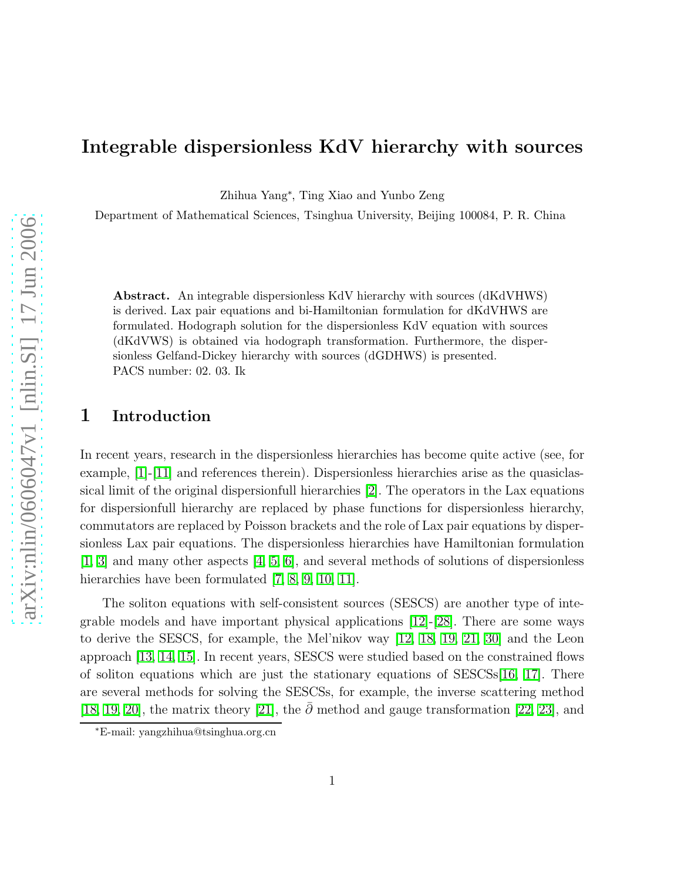# Integrable dispersionless KdV hierarchy with sources

Zhihua Yang*, Ting Xiao and Yunbo Zeng

Department of Mathematical Sciences, Tsinghua University, Beijing 100084, P. R. China

**Abstract.** An integrable dispersionless KdV hierarchy with sources (dKdVHWS) is derived. Lax pair equations and bi-Hamiltonian formulation for dKdVHWS are formulated. Hodograph solution for the dispersionless KdV equation with sources (dKdVWS) is obtained via hodograph transformation. Furthermore, the dispersionless Gelfand-Dickey hierarchy with sources (dGDHWS) is presented.
PACS number: 02. 03. Ik

## 1 Introduction

In recent years, research in the dispersionless hierarchies has become quite active (see, for example, [1]-[11] and references therein). Dispersionless hierarchies arise as the quasiclassical limit of the original dispersionfull hierarchies [2]. The operators in the Lax equations for dispersionfull hierarchy are replaced by phase functions for dispersionless hierarchy, commutators are replaced by Poisson brackets and the role of Lax pair equations by dispersionless Lax pair equations. The dispersionless hierarchies have Hamiltonian formulation [1, 3] and many other aspects [4, 5, 6], and several methods of solutions of dispersionless hierarchies have been formulated [7, 8, 9, 10, 11].

The soliton equations with self-consistent sources (SESCS) are another type of integrable models and have important physical applications [12]-[28]. There are some ways to derive the SESCS, for example, the Mel'nikov way [12, 18, 19, 21, 30] and the Leon approach [13, 14, 15]. In recent years, SESCS were studied based on the constrained flows of soliton equations which are just the stationary equations of SESCSs[16, 17]. There are several methods for solving the SESCSs, for example, the inverse scattering method [18, 19, 20], the matrix theory [21], the $\bar{\partial}$ method and gauge transformation [22, 23], and

*E-mail: yangzhihua@tsinghua.org.cn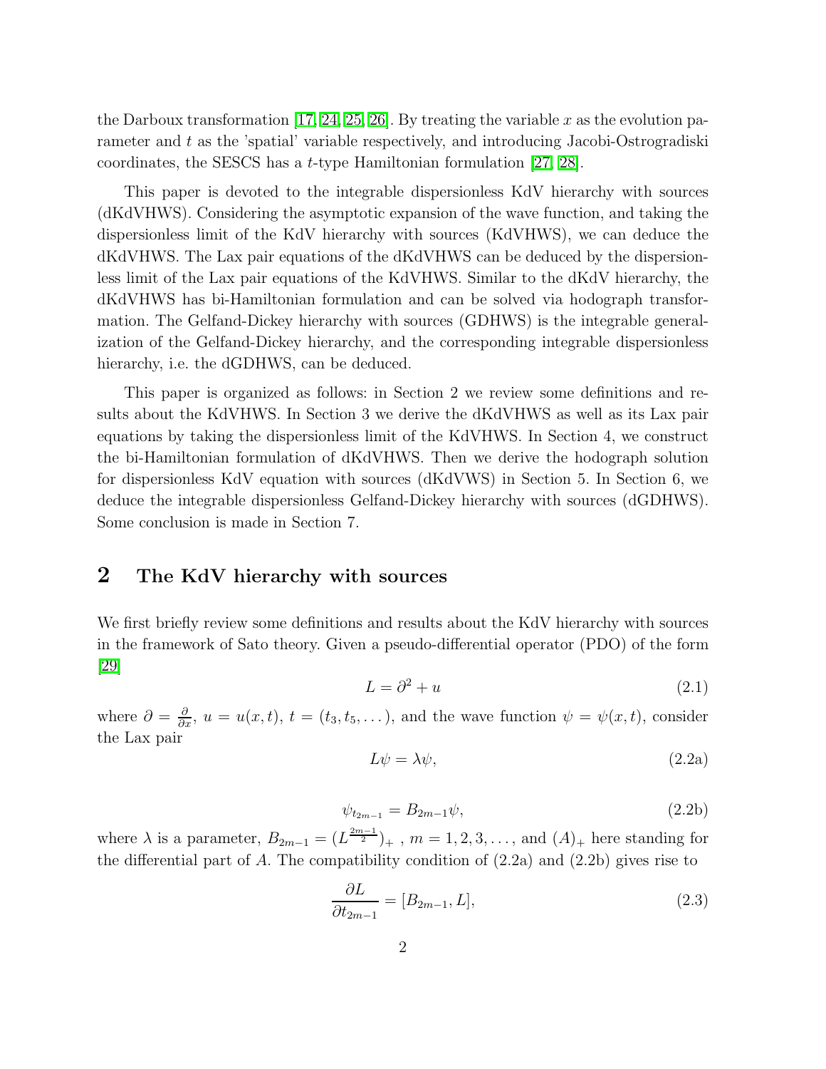the Darboux transformation [17, 24, 25, 26]. By treating the variable $x$ as the evolution parameter and $t$ as the 'spatial' variable respectively, and introducing Jacobi-Ostrogradiski coordinates, the SESCS has a $t$-type Hamiltonian formulation [27, 28].

This paper is devoted to the integrable dispersionless KdV hierarchy with sources (dKdVHWS). Considering the asymptotic expansion of the wave function, and taking the dispersionless limit of the KdV hierarchy with sources (KdVHWS), we can deduce the dKdVHWS. The Lax pair equations of the dKdVHWS can be deduced by the dispersionless limit of the Lax pair equations of the KdVHWS. Similar to the dKdV hierarchy, the dKdVHWS has bi-Hamiltonian formulation and can be solved via hodograph transformation. The Gelfand-Dickey hierarchy with sources (GDHWS) is the integrable generalization of the Gelfand-Dickey hierarchy, and the corresponding integrable dispersionless hierarchy, i.e. the dGDHWS, can be deduced.

This paper is organized as follows: in Section 2 we review some definitions and results about the KdVHWS. In Section 3 we derive the dKdVHWS as well as its Lax pair equations by taking the dispersionless limit of the KdVHWS. In Section 4, we construct the bi-Hamiltonian formulation of dKdVHWS. Then we derive the hodograph solution for dispersionless KdV equation with sources (dKdVWS) in Section 5. In Section 6, we deduce the integrable dispersionless Gelfand-Dickey hierarchy with sources (dGDHWS). Some conclusion is made in Section 7.

## 2 The KdV hierarchy with sources

We first briefly review some definitions and results about the KdV hierarchy with sources in the framework of Sato theory. Given a pseudo-differential operator (PDO) of the form [29]

$$L = \partial^2 + u \tag{2.1}$$

where $\partial = \frac{\partial}{\partial x}$, $u = u(x,t)$, $t = (t_3, t_5, \dots)$, and the wave function $\psi = \psi(x,t)$, consider the Lax pair

$$L\psi = \lambda\psi, \tag{2.2a}$$

$$\psi_{t_{2m-1}} = B_{2m-1}\psi, \tag{2.2b}$$

where $\lambda$ is a parameter, $B_{2m-1} = (L^{\frac{2m-1}{2}})_+$ , $m = 1, 2, 3, \dots$, and $(A)_+$ here standing for the differential part of $A$. The compatibility condition of (2.2a) and (2.2b) gives rise to

$$\frac{\partial L}{\partial t_{2m-1}} = [B_{2m-1}, L], \tag{2.3}$$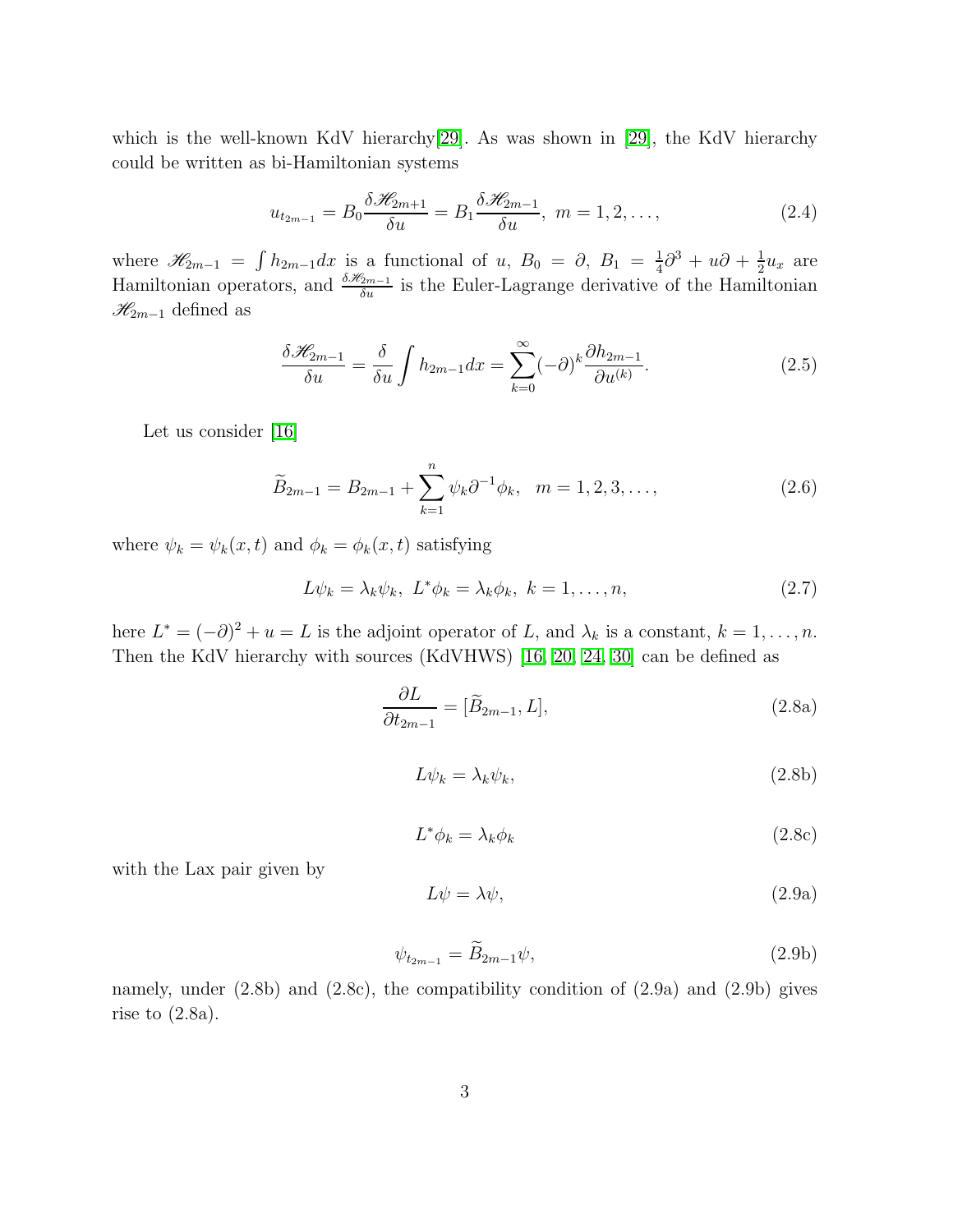which is the well-known KdV hierarchy[29]. As was shown in [29], the KdV hierarchy could be written as bi-Hamiltonian systems

$$u_{t_{2m-1}} = B_0 \frac{\delta \mathscr{H}_{2m+1}}{\delta u} = B_1 \frac{\delta \mathscr{H}_{2m-1}}{\delta u},\ m = 1, 2, \ldots, \tag{2.4}$$

where $\mathscr{H}_{2m-1} = \int h_{2m-1} dx$ is a functional of $u$, $B_0 = \partial$, $B_1 = \frac{1}{4}\partial^3 + u\partial + \frac{1}{2}u_x$ are Hamiltonian operators, and $\frac{\delta \mathscr{H}_{2m-1}}{\delta u}$ is the Euler-Lagrange derivative of the Hamiltonian $\mathscr{H}_{2m-1}$ defined as

$$\frac{\delta \mathscr{H}_{2m-1}}{\delta u} = \frac{\delta}{\delta u}\int h_{2m-1} dx = \sum_{k=0}^{\infty} (-\partial)^k \frac{\partial h_{2m-1}}{\partial u^{(k)}}. \tag{2.5}$$

Let us consider [16]

$$\widetilde{B}_{2m-1} = B_{2m-1} + \sum_{k=1}^{n} \psi_k \partial^{-1} \phi_k, \quad m = 1, 2, 3, \ldots, \tag{2.6}$$

where $\psi_k = \psi_k(x,t)$ and $\phi_k = \phi_k(x,t)$ satisfying

$$L\psi_k = \lambda_k \psi_k,\ L^*\phi_k = \lambda_k \phi_k,\ k = 1, \ldots, n, \tag{2.7}$$

here $L^* = (-\partial)^2 + u = L$ is the adjoint operator of $L$, and $\lambda_k$ is a constant, $k = 1, \ldots, n$. Then the KdV hierarchy with sources (KdVHWS) [16, 20, 24, 30] can be defined as

$$\frac{\partial L}{\partial t_{2m-1}} = [\widetilde{B}_{2m-1}, L], \tag{2.8a}$$

$$L\psi_k = \lambda_k \psi_k, \tag{2.8b}$$

$$L^*\phi_k = \lambda_k \phi_k \tag{2.8c}$$

with the Lax pair given by

$$L\psi = \lambda \psi, \tag{2.9a}$$

$$\psi_{t_{2m-1}} = \widetilde{B}_{2m-1}\psi, \tag{2.9b}$$

namely, under (2.8b) and (2.8c), the compatibility condition of (2.9a) and (2.9b) gives rise to (2.8a).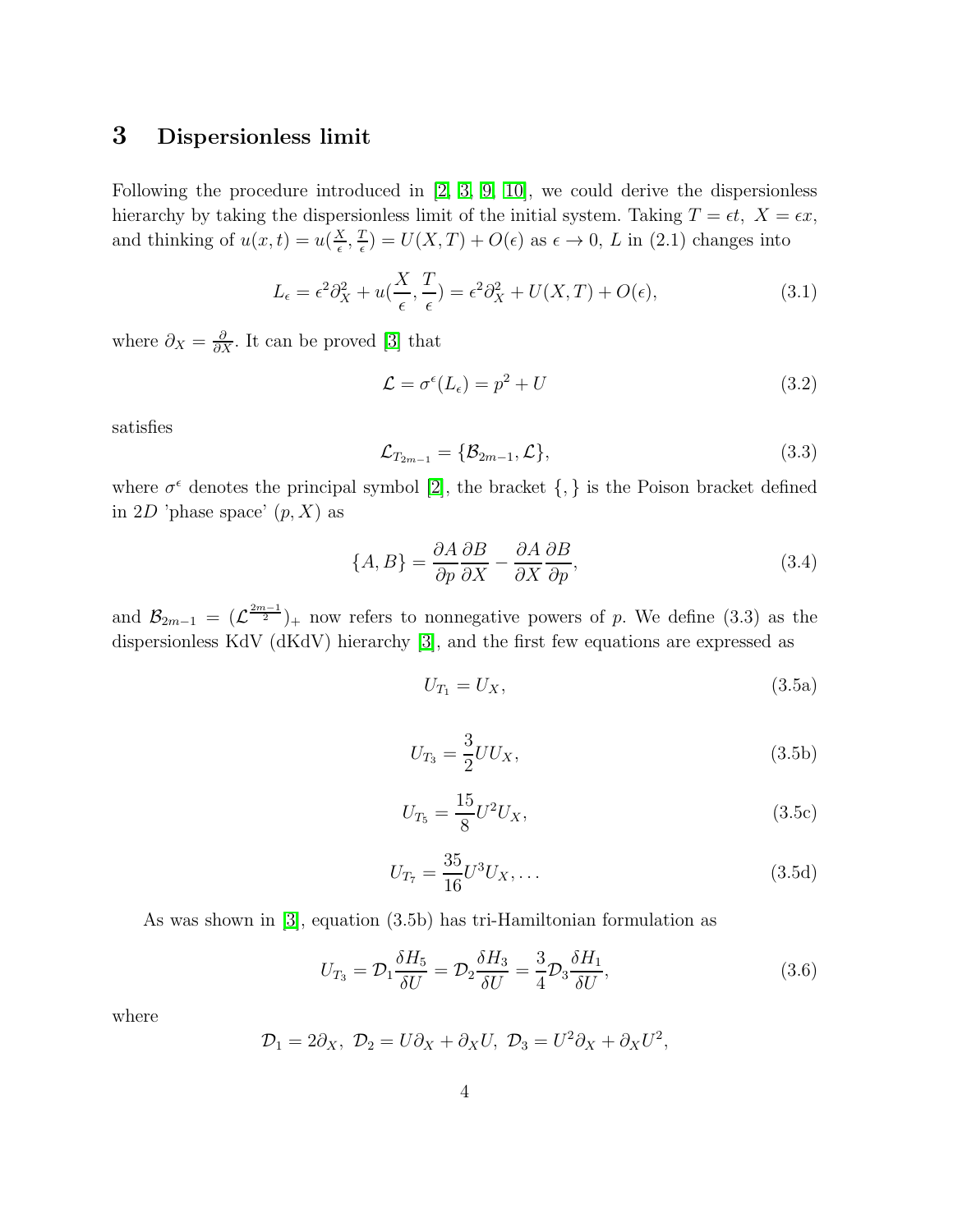# 3 Dispersionless limit

Following the procedure introduced in [2, 3, 9, 10], we could derive the dispersionless hierarchy by taking the dispersionless limit of the initial system. Taking $T = \epsilon t$, $X = \epsilon x$, and thinking of $u(x,t) = u(\frac{X}{\epsilon}, \frac{T}{\epsilon}) = U(X,T) + O(\epsilon)$ as $\epsilon \to 0$, $L$ in (2.1) changes into

$$L_\epsilon = \epsilon^2 \partial_X^2 + u(\frac{X}{\epsilon}, \frac{T}{\epsilon}) = \epsilon^2 \partial_X^2 + U(X,T) + O(\epsilon), \tag{3.1}$$

where $\partial_X = \frac{\partial}{\partial X}$. It can be proved [3] that

$$\mathcal{L} = \sigma^\epsilon(L_\epsilon) = p^2 + U \tag{3.2}$$

satisfies

$$\mathcal{L}_{T_{2m-1}} = \{\mathcal{B}_{2m-1}, \mathcal{L}\}, \tag{3.3}$$

where $\sigma^\epsilon$ denotes the principal symbol [2], the bracket $\{,\}$ is the Poison bracket defined in $2D$ 'phase space' $(p, X)$ as

$$\{A, B\} = \frac{\partial A}{\partial p}\frac{\partial B}{\partial X} - \frac{\partial A}{\partial X}\frac{\partial B}{\partial p}, \tag{3.4}$$

and $\mathcal{B}_{2m-1} = (\mathcal{L}^{\frac{2m-1}{2}})_+$ now refers to nonnegative powers of $p$. We define (3.3) as the dispersionless KdV (dKdV) hierarchy [3], and the first few equations are expressed as

$$U_{T_1} = U_X, \tag{3.5a}$$

$$U_{T_3} = \frac{3}{2} U U_X, \tag{3.5b}$$

$$U_{T_5} = \frac{15}{8} U^2 U_X, \tag{3.5c}$$

$$U_{T_7} = \frac{35}{16} U^3 U_X, \ldots \tag{3.5d}$$

As was shown in [3], equation (3.5b) has tri-Hamiltonian formulation as

$$U_{T_3} = \mathcal{D}_1 \frac{\delta H_5}{\delta U} = \mathcal{D}_2 \frac{\delta H_3}{\delta U} = \frac{3}{4} \mathcal{D}_3 \frac{\delta H_1}{\delta U}, \tag{3.6}$$

where

$$\mathcal{D}_1 = 2\partial_X,\ \mathcal{D}_2 = U\partial_X + \partial_X U,\ \mathcal{D}_3 = U^2 \partial_X + \partial_X U^2,$$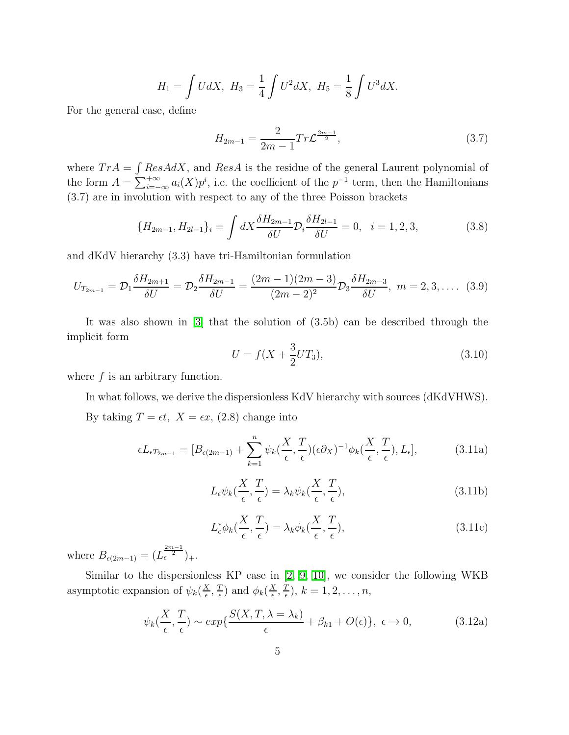$$H_1 = \int U dX,\ H_3 = \frac{1}{4}\int U^2 dX,\ H_5 = \frac{1}{8}\int U^3 dX.$$

For the general case, define

$$H_{2m-1} = \frac{2}{2m-1} Tr \mathcal{L}^{\frac{2m-1}{2}}, \tag{3.7}$$

where $TrA = \int ResA dX$, and $ResA$ is the residue of the general Laurent polynomial of the form $A = \sum_{i=-\infty}^{+\infty} a_i(X) p^i$, i.e. the coefficient of the $p^{-1}$ term, then the Hamiltonians (3.7) are in involution with respect to any of the three Poisson brackets

$$\{H_{2m-1}, H_{2l-1}\}_i = \int dX \frac{\delta H_{2m-1}}{\delta U} \mathcal{D}_i \frac{\delta H_{2l-1}}{\delta U} = 0,\quad i = 1, 2, 3, \tag{3.8}$$

and dKdV hierarchy (3.3) have tri-Hamiltonian formulation

$$U_{T_{2m-1}} = \mathcal{D}_1 \frac{\delta H_{2m+1}}{\delta U} = \mathcal{D}_2 \frac{\delta H_{2m-1}}{\delta U} = \frac{(2m-1)(2m-3)}{(2m-2)^2} \mathcal{D}_3 \frac{\delta H_{2m-3}}{\delta U},\ m = 2, 3, \ldots. \tag{3.9}$$

It was also shown in [3] that the solution of (3.5b) can be described through the implicit form

$$U = f(X + \frac{3}{2} U T_3), \tag{3.10}$$

where $f$ is an arbitrary function.

In what follows, we derive the dispersionless KdV hierarchy with sources (dKdVHWS).

By taking $T = \epsilon t,\ X = \epsilon x$, (2.8) change into

$$\epsilon L_{\epsilon T_{2m-1}} = [B_{\epsilon(2m-1)} + \sum_{k=1}^{n} \psi_k(\frac{X}{\epsilon}, \frac{T}{\epsilon})(\epsilon \partial_X)^{-1} \phi_k(\frac{X}{\epsilon}, \frac{T}{\epsilon}), L_\epsilon], \tag{3.11a}$$

$$L_\epsilon \psi_k(\frac{X}{\epsilon}, \frac{T}{\epsilon}) = \lambda_k \psi_k(\frac{X}{\epsilon}, \frac{T}{\epsilon}), \tag{3.11b}$$

$$L_\epsilon^* \phi_k(\frac{X}{\epsilon}, \frac{T}{\epsilon}) = \lambda_k \phi_k(\frac{X}{\epsilon}, \frac{T}{\epsilon}), \tag{3.11c}$$

where $B_{\epsilon(2m-1)} = (L_\epsilon^{\frac{2m-1}{2}})_+$.

Similar to the dispersionless KP case in [2, 9, 10], we consider the following WKB asymptotic expansion of $\psi_k(\frac{X}{\epsilon}, \frac{T}{\epsilon})$ and $\phi_k(\frac{X}{\epsilon}, \frac{T}{\epsilon})$, $k = 1, 2, \ldots, n$,

$$\psi_k(\frac{X}{\epsilon}, \frac{T}{\epsilon}) \sim exp\{\frac{S(X, T, \lambda = \lambda_k)}{\epsilon} + \beta_{k1} + O(\epsilon)\},\ \epsilon \to 0, \tag{3.12a}$$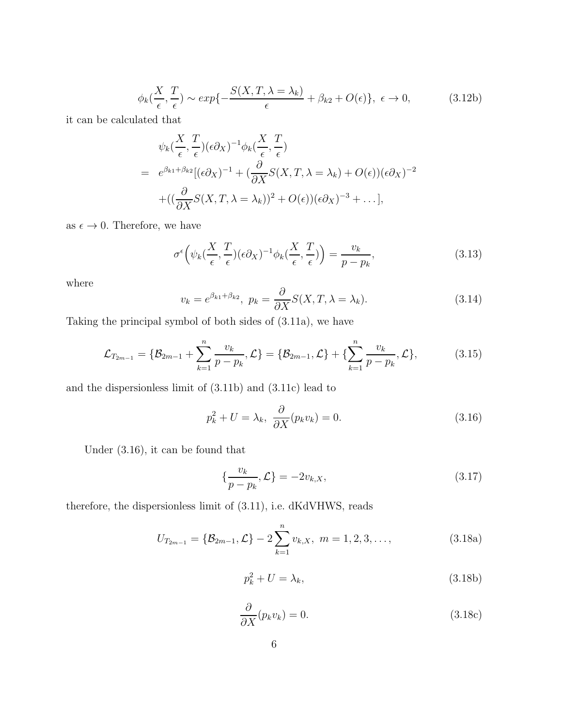$$\phi_k(\frac{X}{\epsilon}, \frac{T}{\epsilon}) \sim exp\{-\frac{S(X,T,\lambda=\lambda_k)}{\epsilon} + \beta_{k2} + O(\epsilon)\},\ \epsilon \to 0, \tag{3.12b}$$

it can be calculated that

$$\begin{aligned}
&\psi_k(\frac{X}{\epsilon}, \frac{T}{\epsilon})(\epsilon\partial_X)^{-1}\phi_k(\frac{X}{\epsilon}, \frac{T}{\epsilon}) \\
= \ & e^{\beta_{k1}+\beta_{k2}}[(\epsilon\partial_X)^{-1} + (\frac{\partial}{\partial X}S(X,T,\lambda=\lambda_k) + O(\epsilon))(\epsilon\partial_X)^{-2} \\
&+((\frac{\partial}{\partial X}S(X,T,\lambda=\lambda_k))^2 + O(\epsilon))(\epsilon\partial_X)^{-3} + \dots],
\end{aligned}$$

as $\epsilon \to 0$. Therefore, we have

$$\sigma^\epsilon\Big(\psi_k(\frac{X}{\epsilon}, \frac{T}{\epsilon})(\epsilon\partial_X)^{-1}\phi_k(\frac{X}{\epsilon}, \frac{T}{\epsilon})\Big) = \frac{v_k}{p-p_k}, \tag{3.13}$$

where

$$v_k = e^{\beta_{k1}+\beta_{k2}},\ p_k = \frac{\partial}{\partial X}S(X,T,\lambda=\lambda_k). \tag{3.14}$$

Taking the principal symbol of both sides of (3.11a), we have

$$\mathcal{L}_{T_{2m-1}} = \{\mathcal{B}_{2m-1} + \sum_{k=1}^n \frac{v_k}{p-p_k}, \mathcal{L}\} = \{\mathcal{B}_{2m-1}, \mathcal{L}\} + \{\sum_{k=1}^n \frac{v_k}{p-p_k}, \mathcal{L}\}, \tag{3.15}$$

and the dispersionless limit of (3.11b) and (3.11c) lead to

$$p_k^2 + U = \lambda_k,\ \frac{\partial}{\partial X}(p_k v_k) = 0. \tag{3.16}$$

Under (3.16), it can be found that

$$\{\frac{v_k}{p-p_k}, \mathcal{L}\} = -2v_{k,X}, \tag{3.17}$$

therefore, the dispersionless limit of (3.11), i.e. dKdVHWS, reads

$$U_{T_{2m-1}} = \{\mathcal{B}_{2m-1}, \mathcal{L}\} - 2\sum_{k=1}^n v_{k,X},\ m = 1,2,3,\dots, \tag{3.18a}$$

$$p_k^2 + U = \lambda_k, \tag{3.18b}$$

$$\frac{\partial}{\partial X}(p_k v_k) = 0. \tag{3.18c}$$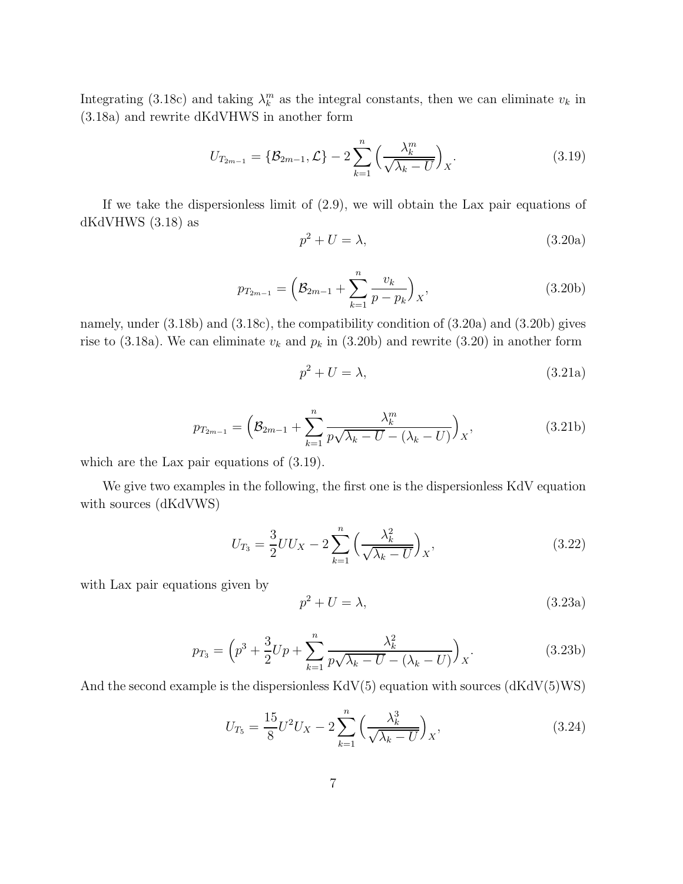Integrating (3.18c) and taking $\lambda_k^m$ as the integral constants, then we can eliminate $v_k$ in (3.18a) and rewrite dKdVHWS in another form

$$U_{T_{2m-1}} = \{\mathcal{B}_{2m-1}, \mathcal{L}\} - 2\sum_{k=1}^{n}\Big(\frac{\lambda_k^m}{\sqrt{\lambda_k - U}}\Big)_X. \tag{3.19}$$

If we take the dispersionless limit of (2.9), we will obtain the Lax pair equations of dKdVHWS (3.18) as

$$p^2 + U = \lambda, \tag{3.20a}$$

$$p_{T_{2m-1}} = \Big(\mathcal{B}_{2m-1} + \sum_{k=1}^{n}\frac{v_k}{p - p_k}\Big)_X, \tag{3.20b}$$

namely, under (3.18b) and (3.18c), the compatibility condition of (3.20a) and (3.20b) gives rise to (3.18a). We can eliminate $v_k$ and $p_k$ in (3.20b) and rewrite (3.20) in another form

$$p^2 + U = \lambda, \tag{3.21a}$$

$$p_{T_{2m-1}} = \Big(\mathcal{B}_{2m-1} + \sum_{k=1}^{n}\frac{\lambda_k^m}{p\sqrt{\lambda_k - U} - (\lambda_k - U)}\Big)_X, \tag{3.21b}$$

which are the Lax pair equations of (3.19).

We give two examples in the following, the first one is the dispersionless KdV equation with sources (dKdVWS)

$$U_{T_3} = \frac{3}{2}UU_X - 2\sum_{k=1}^{n}\Big(\frac{\lambda_k^2}{\sqrt{\lambda_k - U}}\Big)_X, \tag{3.22}$$

with Lax pair equations given by

$$p^2 + U = \lambda, \tag{3.23a}$$

$$p_{T_3} = \Big(p^3 + \frac{3}{2}Up + \sum_{k=1}^{n}\frac{\lambda_k^2}{p\sqrt{\lambda_k - U} - (\lambda_k - U)}\Big)_X. \tag{3.23b}$$

And the second example is the dispersionless KdV(5) equation with sources (dKdV(5)WS)

$$U_{T_5} = \frac{15}{8}U^2U_X - 2\sum_{k=1}^{n}\Big(\frac{\lambda_k^3}{\sqrt{\lambda_k - U}}\Big)_X, \tag{3.24}$$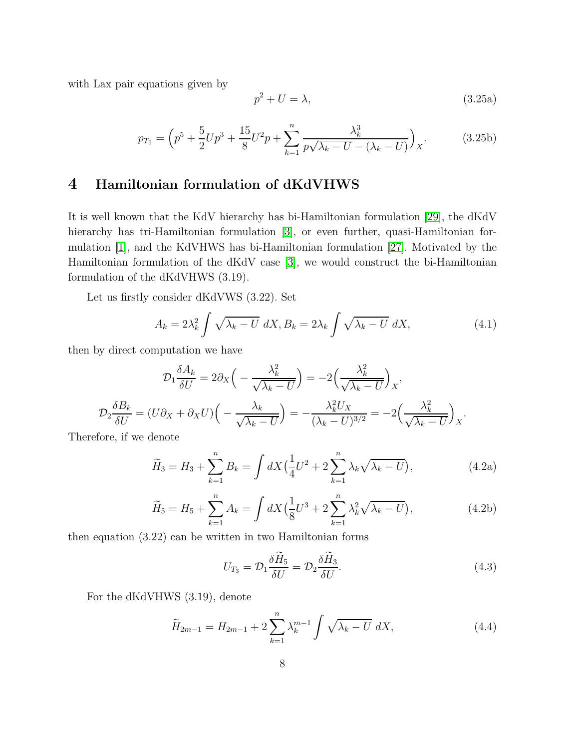with Lax pair equations given by

$$p^2 + U = \lambda, \tag{3.25a}$$

$$p_{T_5} = \Big(p^5 + \frac{5}{2}Up^3 + \frac{15}{8}U^2 p + \sum_{k=1}^{n} \frac{\lambda_k^3}{p\sqrt{\lambda_k - U} - (\lambda_k - U)}\Big)_X. \tag{3.25b}$$

# 4 Hamiltonian formulation of dKdVHWS

It is well known that the KdV hierarchy has bi-Hamiltonian formulation [29], the dKdV hierarchy has tri-Hamiltonian formulation [3], or even further, quasi-Hamiltonian formulation [1], and the KdVHWS has bi-Hamiltonian formulation [27]. Motivated by the Hamiltonian formulation of the dKdV case [3], we would construct the bi-Hamiltonian formulation of the dKdVHWS (3.19).

Let us firstly consider dKdVWS (3.22). Set

$$A_k = 2\lambda_k^2 \int \sqrt{\lambda_k - U}\ dX, B_k = 2\lambda_k \int \sqrt{\lambda_k - U}\ dX, \tag{4.1}$$

then by direct computation we have

$$\mathcal{D}_1 \frac{\delta A_k}{\delta U} = 2\partial_X\Big( -\frac{\lambda_k^2}{\sqrt{\lambda_k - U}}\Big) = -2\Big(\frac{\lambda_k^2}{\sqrt{\lambda_k - U}}\Big)_X,$$

$$\mathcal{D}_2 \frac{\delta B_k}{\delta U} = (U\partial_X + \partial_X U)\Big( -\frac{\lambda_k}{\sqrt{\lambda_k - U}}\Big) = -\frac{\lambda_k^2 U_X}{(\lambda_k - U)^{3/2}} = -2\Big(\frac{\lambda_k^2}{\sqrt{\lambda_k - U}}\Big)_X.$$

Therefore, if we denote

$$\widetilde{H}_3 = H_3 + \sum_{k=1}^{n} B_k = \int dX\big(\frac{1}{4}U^2 + 2\sum_{k=1}^{n} \lambda_k \sqrt{\lambda_k - U}\big), \tag{4.2a}$$

$$\widetilde{H}_5 = H_5 + \sum_{k=1}^{n} A_k = \int dX\big(\frac{1}{8}U^3 + 2\sum_{k=1}^{n} \lambda_k^2 \sqrt{\lambda_k - U}\big), \tag{4.2b}$$

then equation (3.22) can be written in two Hamiltonian forms

$$U_{T_3} = \mathcal{D}_1 \frac{\delta \widetilde{H}_5}{\delta U} = \mathcal{D}_2 \frac{\delta \widetilde{H}_3}{\delta U}. \tag{4.3}$$

For the dKdVHWS (3.19), denote

$$\widetilde{H}_{2m-1} = H_{2m-1} + 2\sum_{k=1}^{n} \lambda_k^{m-1} \int \sqrt{\lambda_k - U}\ dX, \tag{4.4}$$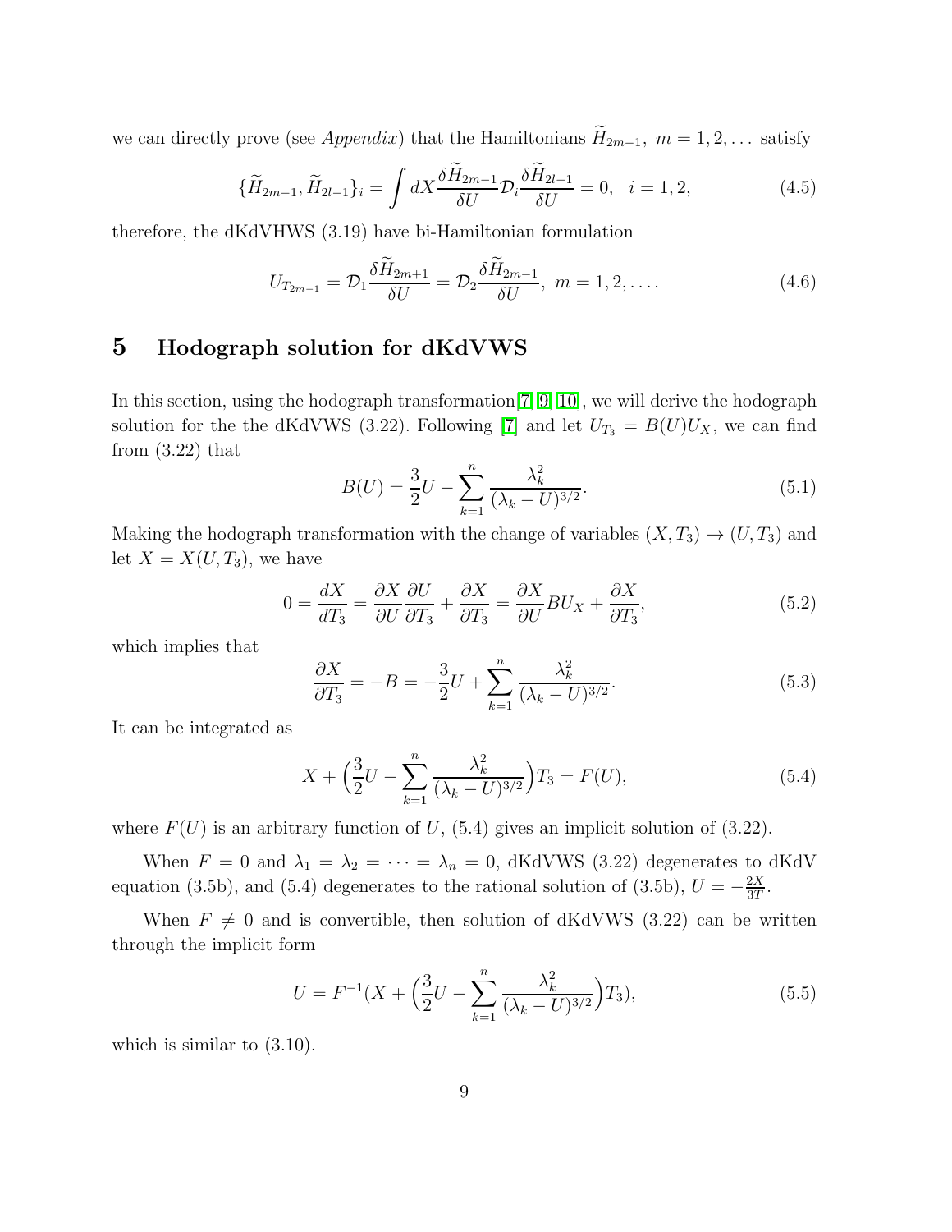we can directly prove (see *Appendix*) that the Hamiltonians $\widetilde{H}_{2m-1},\ m=1,2,\dots$ satisfy

$$\{\widetilde{H}_{2m-1},\widetilde{H}_{2l-1}\}_i=\int dX\frac{\delta\widetilde{H}_{2m-1}}{\delta U}\mathcal{D}_i\frac{\delta\widetilde{H}_{2l-1}}{\delta U}=0,\quad i=1,2, \tag{4.5}$$

therefore, the dKdVHWS (3.19) have bi-Hamiltonian formulation

$$U_{T_{2m-1}}=\mathcal{D}_1\frac{\delta\widetilde{H}_{2m+1}}{\delta U}=\mathcal{D}_2\frac{\delta\widetilde{H}_{2m-1}}{\delta U},\ m=1,2,\dots. \tag{4.6}$$

# 5 Hodograph solution for dKdVWS

In this section, using the hodograph transformation[7, 9, 10], we will derive the hodograph solution for the the dKdVWS (3.22). Following [7] and let $U_{T_3}=B(U)U_X$, we can find from (3.22) that

$$B(U)=\frac{3}{2}U-\sum_{k=1}^{n}\frac{\lambda_k^2}{(\lambda_k-U)^{3/2}}. \tag{5.1}$$

Making the hodograph transformation with the change of variables $(X,T_3)\to(U,T_3)$ and let $X=X(U,T_3)$, we have

$$0=\frac{dX}{dT_3}=\frac{\partial X}{\partial U}\frac{\partial U}{\partial T_3}+\frac{\partial X}{\partial T_3}=\frac{\partial X}{\partial U}BU_X+\frac{\partial X}{\partial T_3}, \tag{5.2}$$

which implies that

$$\frac{\partial X}{\partial T_3}=-B=-\frac{3}{2}U+\sum_{k=1}^{n}\frac{\lambda_k^2}{(\lambda_k-U)^{3/2}}. \tag{5.3}$$

It can be integrated as

$$X+\Big(\frac{3}{2}U-\sum_{k=1}^{n}\frac{\lambda_k^2}{(\lambda_k-U)^{3/2}}\Big)T_3=F(U), \tag{5.4}$$

where $F(U)$ is an arbitrary function of $U$, (5.4) gives an implicit solution of (3.22).

When $F=0$ and $\lambda_1=\lambda_2=\cdots=\lambda_n=0$, dKdVWS (3.22) degenerates to dKdV equation (3.5b), and (5.4) degenerates to the rational solution of (3.5b), $U=-\frac{2X}{3T}$.

When $F\neq 0$ and is convertible, then solution of dKdVWS (3.22) can be written through the implicit form

$$U=F^{-1}(X+\Big(\frac{3}{2}U-\sum_{k=1}^{n}\frac{\lambda_k^2}{(\lambda_k-U)^{3/2}}\Big)T_3), \tag{5.5}$$

which is similar to (3.10).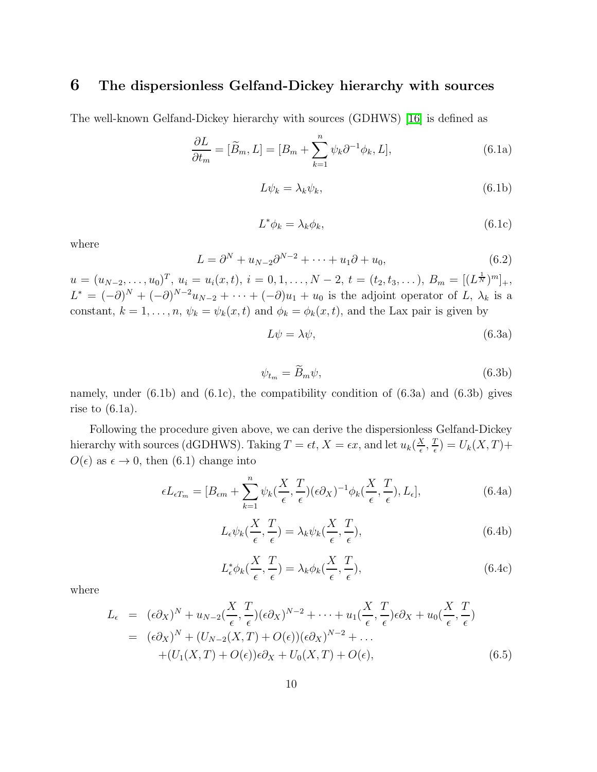## 6 The dispersionless Gelfand-Dickey hierarchy with sources

The well-known Gelfand-Dickey hierarchy with sources (GDHWS) [16] is defined as

$$\frac{\partial L}{\partial t_m} = [\widetilde{B}_m, L] = [B_m + \sum_{k=1}^{n} \psi_k \partial^{-1} \phi_k, L], \tag{6.1a}$$

$$L\psi_k = \lambda_k \psi_k, \tag{6.1b}$$

$$L^* \phi_k = \lambda_k \phi_k, \tag{6.1c}$$

where

$$L = \partial^N + u_{N-2}\partial^{N-2} + \cdots + u_1\partial + u_0, \tag{6.2}$$

$u = (u_{N-2}, \ldots, u_0)^T$, $u_i = u_i(x,t)$, $i = 0, 1, \ldots, N-2$, $t = (t_2, t_3, \ldots)$, $B_m = [(L^{\frac{1}{N}})^m]_+$, $L^* = (-\partial)^N + (-\partial)^{N-2}u_{N-2} + \cdots + (-\partial)u_1 + u_0$ is the adjoint operator of $L$, $\lambda_k$ is a constant, $k = 1, \ldots, n$, $\psi_k = \psi_k(x,t)$ and $\phi_k = \phi_k(x,t)$, and the Lax pair is given by

$$L\psi = \lambda\psi, \tag{6.3a}$$

$$\psi_{t_m} = \widetilde{B}_m \psi, \tag{6.3b}$$

namely, under (6.1b) and (6.1c), the compatibility condition of (6.3a) and (6.3b) gives rise to (6.1a).

Following the procedure given above, we can derive the dispersionless Gelfand-Dickey hierarchy with sources (dGDHWS). Taking $T = \epsilon t$, $X = \epsilon x$, and let $u_k(\frac{X}{\epsilon}, \frac{T}{\epsilon}) = U_k(X,T) + O(\epsilon)$ as $\epsilon \to 0$, then (6.1) change into

$$\epsilon L_{\epsilon T_m} = [B_{\epsilon m} + \sum_{k=1}^{n} \psi_k(\frac{X}{\epsilon}, \frac{T}{\epsilon})(\epsilon\partial_X)^{-1}\phi_k(\frac{X}{\epsilon}, \frac{T}{\epsilon}), L_\epsilon], \tag{6.4a}$$

$$L_\epsilon \psi_k(\frac{X}{\epsilon}, \frac{T}{\epsilon}) = \lambda_k \psi_k(\frac{X}{\epsilon}, \frac{T}{\epsilon}), \tag{6.4b}$$

$$L_\epsilon^* \phi_k(\frac{X}{\epsilon}, \frac{T}{\epsilon}) = \lambda_k \phi_k(\frac{X}{\epsilon}, \frac{T}{\epsilon}), \tag{6.4c}$$

where

$$\begin{aligned} L_\epsilon &= (\epsilon\partial_X)^N + u_{N-2}(\frac{X}{\epsilon}, \frac{T}{\epsilon})(\epsilon\partial_X)^{N-2} + \cdots + u_1(\frac{X}{\epsilon}, \frac{T}{\epsilon})\epsilon\partial_X + u_0(\frac{X}{\epsilon}, \frac{T}{\epsilon}) \\ &= (\epsilon\partial_X)^N + (U_{N-2}(X,T) + O(\epsilon))(\epsilon\partial_X)^{N-2} + \ldots \\ &\quad + (U_1(X,T) + O(\epsilon))\epsilon\partial_X + U_0(X,T) + O(\epsilon), \end{aligned} \tag{6.5}$$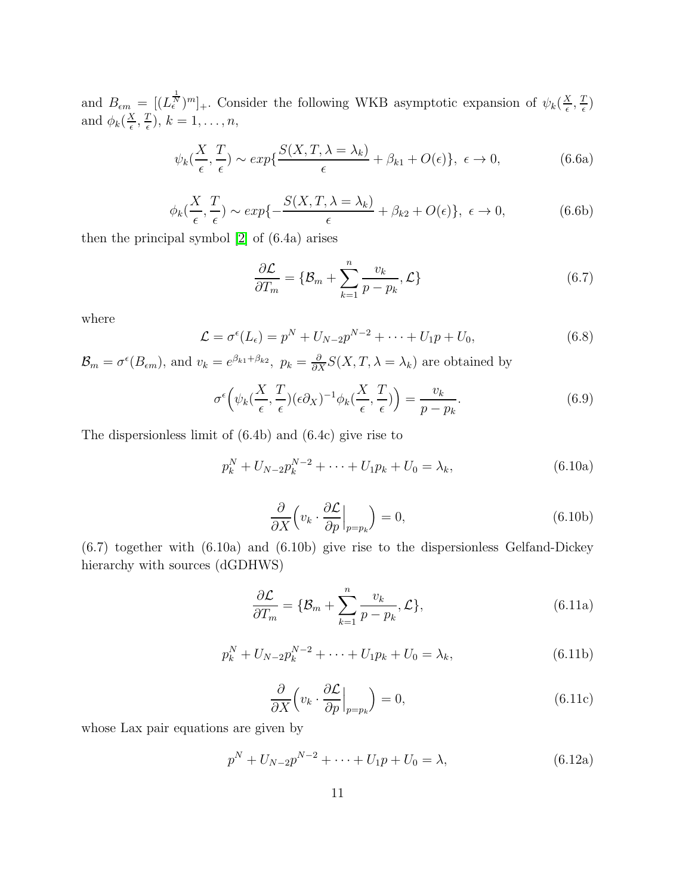and $B_{\epsilon m} = [(L_\epsilon^{\frac{1}{N}})^m]_+$. Consider the following WKB asymptotic expansion of $\psi_k(\frac{X}{\epsilon}, \frac{T}{\epsilon})$ and $\phi_k(\frac{X}{\epsilon}, \frac{T}{\epsilon})$, $k = 1, \ldots, n$,

$$\psi_k(\frac{X}{\epsilon}, \frac{T}{\epsilon}) \sim exp\{\frac{S(X, T, \lambda = \lambda_k)}{\epsilon} + \beta_{k1} + O(\epsilon)\},\ \epsilon \to 0, \tag{6.6a}$$

$$\phi_k(\frac{X}{\epsilon}, \frac{T}{\epsilon}) \sim exp\{-\frac{S(X, T, \lambda = \lambda_k)}{\epsilon} + \beta_{k2} + O(\epsilon)\},\ \epsilon \to 0, \tag{6.6b}$$

then the principal symbol [2] of (6.4a) arises

$$\frac{\partial \mathcal{L}}{\partial T_m} = \{\mathcal{B}_m + \sum_{k=1}^{n} \frac{v_k}{p - p_k}, \mathcal{L}\} \tag{6.7}$$

where

$$\mathcal{L} = \sigma^\epsilon(L_\epsilon) = p^N + U_{N-2}p^{N-2} + \cdots + U_1 p + U_0, \tag{6.8}$$

$\mathcal{B}_m = \sigma^\epsilon(B_{\epsilon m})$, and $v_k = e^{\beta_{k1}+\beta_{k2}},\ p_k = \frac{\partial}{\partial X}S(X, T, \lambda = \lambda_k)$ are obtained by

$$\sigma^\epsilon\Big(\psi_k(\frac{X}{\epsilon}, \frac{T}{\epsilon})(\epsilon\partial_X)^{-1}\phi_k(\frac{X}{\epsilon}, \frac{T}{\epsilon})\Big) = \frac{v_k}{p - p_k}. \tag{6.9}$$

The dispersionless limit of (6.4b) and (6.4c) give rise to

$$p_k^N + U_{N-2}p_k^{N-2} + \cdots + U_1 p_k + U_0 = \lambda_k, \tag{6.10a}$$

$$\frac{\partial}{\partial X}\Big(v_k \cdot \frac{\partial \mathcal{L}}{\partial p}\Big|_{p=p_k}\Big) = 0, \tag{6.10b}$$

(6.7) together with (6.10a) and (6.10b) give rise to the dispersionless Gelfand-Dickey hierarchy with sources (dGDHWS)

$$\frac{\partial \mathcal{L}}{\partial T_m} = \{\mathcal{B}_m + \sum_{k=1}^{n} \frac{v_k}{p - p_k}, \mathcal{L}\}, \tag{6.11a}$$

$$p_k^N + U_{N-2}p_k^{N-2} + \cdots + U_1 p_k + U_0 = \lambda_k, \tag{6.11b}$$

$$\frac{\partial}{\partial X}\Big(v_k \cdot \frac{\partial \mathcal{L}}{\partial p}\Big|_{p=p_k}\Big) = 0, \tag{6.11c}$$

whose Lax pair equations are given by

$$p^N + U_{N-2}p^{N-2} + \cdots + U_1 p + U_0 = \lambda, \tag{6.12a}$$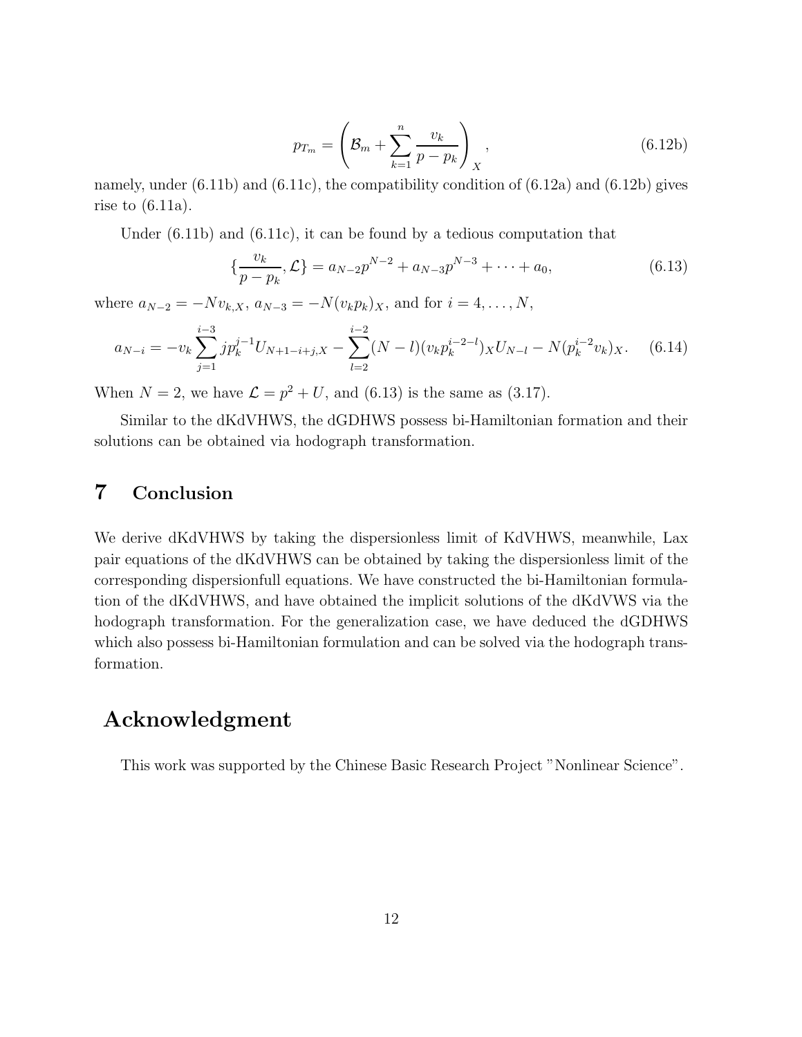$$p_{T_m} = \left( \mathcal{B}_m + \sum_{k=1}^{n} \frac{v_k}{p - p_k} \right)_X , \tag{6.12b}$$

namely, under (6.11b) and (6.11c), the compatibility condition of (6.12a) and (6.12b) gives rise to (6.11a).

Under (6.11b) and (6.11c), it can be found by a tedious computation that

$$\{\frac{v_k}{p - p_k}, \mathcal{L}\} = a_{N-2}p^{N-2} + a_{N-3}p^{N-3} + \cdots + a_0, \tag{6.13}$$

where $a_{N-2} = -Nv_{k,X}$, $a_{N-3} = -N(v_k p_k)_X$, and for $i = 4, \ldots, N$,

$$a_{N-i} = -v_k \sum_{j=1}^{i-3} j p_k^{j-1} U_{N+1-i+j,X} - \sum_{l=2}^{i-2} (N-l)(v_k p_k^{i-2-l})_X U_{N-l} - N(p_k^{i-2} v_k)_X. \tag{6.14}$$

When $N = 2$, we have $\mathcal{L} = p^2 + U$, and (6.13) is the same as (3.17).

Similar to the dKdVHWS, the dGDHWS possess bi-Hamiltonian formation and their solutions can be obtained via hodograph transformation.

## 7 Conclusion

We derive dKdVHWS by taking the dispersionless limit of KdVHWS, meanwhile, Lax pair equations of the dKdVHWS can be obtained by taking the dispersionless limit of the corresponding dispersionfull equations. We have constructed the bi-Hamiltonian formulation of the dKdVHWS, and have obtained the implicit solutions of the dKdVWS via the hodograph transformation. For the generalization case, we have deduced the dGDHWS which also possess bi-Hamiltonian formulation and can be solved via the hodograph transformation.

# Acknowledgment

This work was supported by the Chinese Basic Research Project "Nonlinear Science".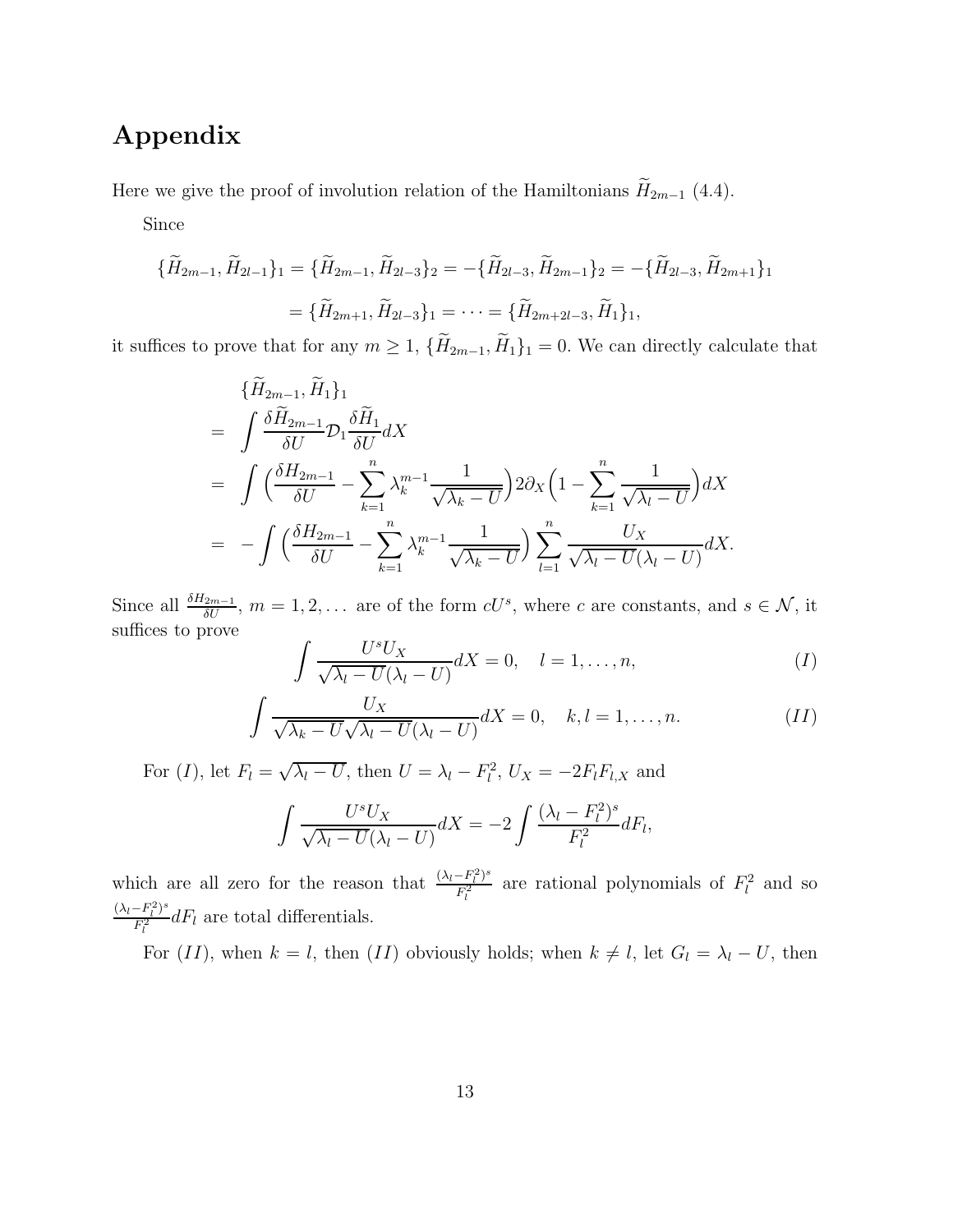# Appendix

Here we give the proof of involution relation of the Hamiltonians $\widetilde{H}_{2m-1}$ (4.4).

Since

$$
\begin{aligned}
\{\widetilde{H}_{2m-1}, \widetilde{H}_{2l-1}\}_1 &= \{\widetilde{H}_{2m-1}, \widetilde{H}_{2l-3}\}_2 = -\{\widetilde{H}_{2l-3}, \widetilde{H}_{2m-1}\}_2 = -\{\widetilde{H}_{2l-3}, \widetilde{H}_{2m+1}\}_1 \\
&= \{\widetilde{H}_{2m+1}, \widetilde{H}_{2l-3}\}_1 = \cdots = \{\widetilde{H}_{2m+2l-3}, \widetilde{H}_1\}_1,
\end{aligned}
$$

it suffices to prove that for any $m \geq 1$, $\{\widetilde{H}_{2m-1}, \widetilde{H}_1\}_1 = 0$. We can directly calculate that

$$
\begin{aligned}
& \{\widetilde{H}_{2m-1}, \widetilde{H}_1\}_1 \\
= & \int \frac{\delta \widetilde{H}_{2m-1}}{\delta U} \mathcal{D}_1 \frac{\delta \widetilde{H}_1}{\delta U} dX \\
= & \int \Big( \frac{\delta H_{2m-1}}{\delta U} - \sum_{k=1}^{n} \lambda_k^{m-1} \frac{1}{\sqrt{\lambda_k - U}} \Big) 2\partial_X \Big( 1 - \sum_{k=1}^{n} \frac{1}{\sqrt{\lambda_l - U}} \Big) dX \\
= & -\int \Big( \frac{\delta H_{2m-1}}{\delta U} - \sum_{k=1}^{n} \lambda_k^{m-1} \frac{1}{\sqrt{\lambda_k - U}} \Big) \sum_{l=1}^{n} \frac{U_X}{\sqrt{\lambda_l - U}(\lambda_l - U)} dX.
\end{aligned}
$$

Since all $\frac{\delta H_{2m-1}}{\delta U}$, $m = 1, 2, \dots$ are of the form $cU^s$, where $c$ are constants, and $s \in \mathcal{N}$, it suffices to prove

$$
\int \frac{U^s U_X}{\sqrt{\lambda_l - U}(\lambda_l - U)} dX = 0, \quad l = 1, \dots, n, \tag{I}
$$

$$
\int \frac{U_X}{\sqrt{\lambda_k - U}\sqrt{\lambda_l - U}(\lambda_l - U)} dX = 0, \quad k, l = 1, \dots, n. \tag{II}
$$

For $(I)$, let $F_l = \sqrt{\lambda_l - U}$, then $U = \lambda_l - F_l^2$, $U_X = -2F_l F_{l,X}$ and

$$
\int \frac{U^s U_X}{\sqrt{\lambda_l - U}(\lambda_l - U)} dX = -2 \int \frac{(\lambda_l - F_l^2)^s}{F_l^2} dF_l,
$$

which are all zero for the reason that $\frac{(\lambda_l - F_l^2)^s}{F_l^2}$ are rational polynomials of $F_l^2$ and so $\frac{(\lambda_l - F_l^2)^s}{F_l^2} dF_l$ are total differentials.

For $(II)$, when $k = l$, then $(II)$ obviously holds; when $k \neq l$, let $G_l = \lambda_l - U$, then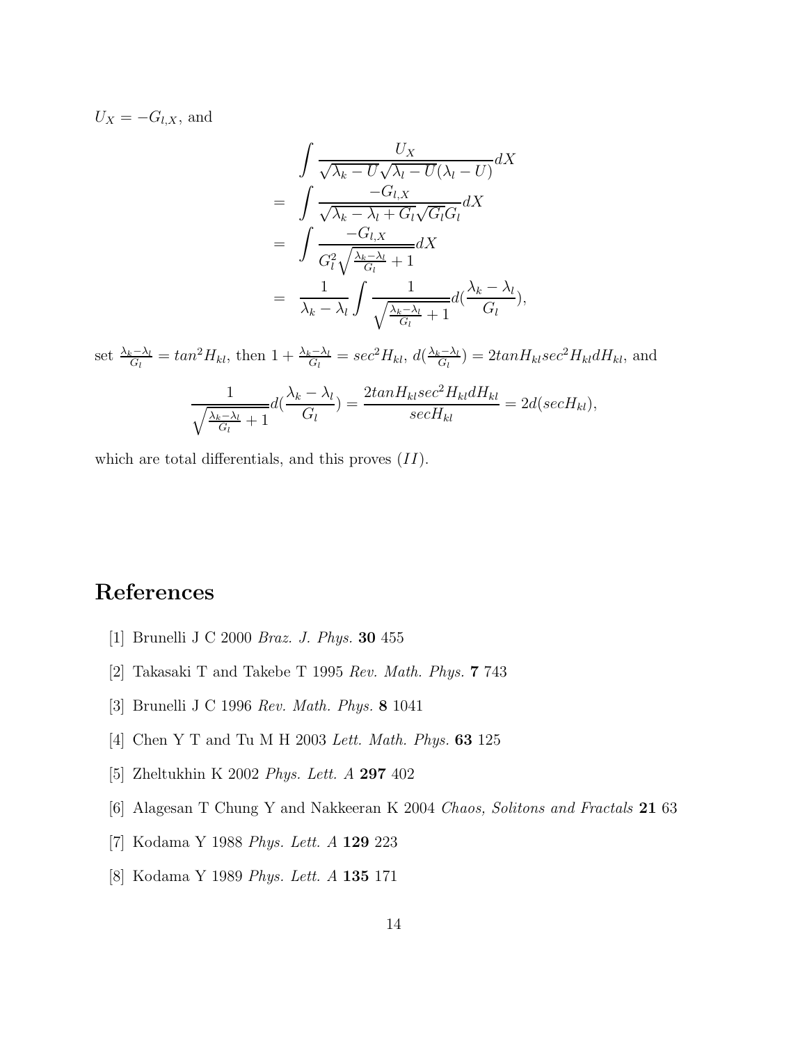$U_X = -G_{l,X}$, and

$$
\begin{aligned}
& \int \frac{U_X}{\sqrt{\lambda_k - U}\sqrt{\lambda_l - U}(\lambda_l - U)} dX \\
= & \int \frac{-G_{l,X}}{\sqrt{\lambda_k - \lambda_l + G_l}\sqrt{G_l} G_l} dX \\
= & \int \frac{-G_{l,X}}{G_l^2 \sqrt{\frac{\lambda_k - \lambda_l}{G_l} + 1}} dX \\
= & \frac{1}{\lambda_k - \lambda_l} \int \frac{1}{\sqrt{\frac{\lambda_k - \lambda_l}{G_l} + 1}} d(\frac{\lambda_k - \lambda_l}{G_l}),
\end{aligned}
$$

set $\frac{\lambda_k - \lambda_l}{G_l} = tan^2 H_{kl}$, then $1 + \frac{\lambda_k - \lambda_l}{G_l} = sec^2 H_{kl}$, $d(\frac{\lambda_k - \lambda_l}{G_l}) = 2tan H_{kl} sec^2 H_{kl} dH_{kl}$, and

$$
\frac{1}{\sqrt{\frac{\lambda_k - \lambda_l}{G_l} + 1}} d(\frac{\lambda_k - \lambda_l}{G_l}) = \frac{2tan H_{kl} sec^2 H_{kl} dH_{kl}}{sec H_{kl}} = 2d(sec H_{kl}),
$$

which are total differentials, and this proves $(II)$.

# References

[1] Brunelli J C 2000 *Braz. J. Phys.* **30** 455

[2] Takasaki T and Takebe T 1995 *Rev. Math. Phys.* **7** 743

[3] Brunelli J C 1996 *Rev. Math. Phys.* **8** 1041

[4] Chen Y T and Tu M H 2003 *Lett. Math. Phys.* **63** 125

[5] Zheltukhin K 2002 *Phys. Lett. A* **297** 402

[6] Alagesan T Chung Y and Nakkeeran K 2004 *Chaos, Solitons and Fractals* **21** 63

[7] Kodama Y 1988 *Phys. Lett. A* **129** 223

[8] Kodama Y 1989 *Phys. Lett. A* **135** 171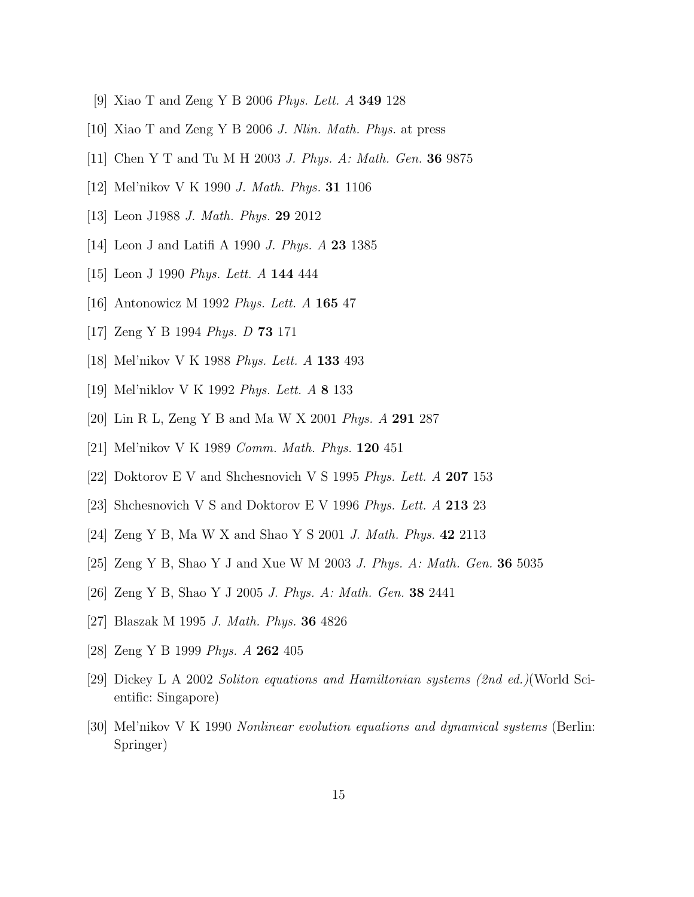[9] Xiao T and Zeng Y B 2006 *Phys. Lett. A* **349** 128

[10] Xiao T and Zeng Y B 2006 *J. Nlin. Math. Phys.* at press

[11] Chen Y T and Tu M H 2003 *J. Phys. A: Math. Gen.* **36** 9875

[12] Mel'nikov V K 1990 *J. Math. Phys.* **31** 1106

[13] Leon J1988 *J. Math. Phys.* **29** 2012

[14] Leon J and Latifi A 1990 *J. Phys. A* **23** 1385

[15] Leon J 1990 *Phys. Lett. A* **144** 444

[16] Antonowicz M 1992 *Phys. Lett. A* **165** 47

[17] Zeng Y B 1994 *Phys. D* **73** 171

[18] Mel'nikov V K 1988 *Phys. Lett. A* **133** 493

[19] Mel'niklov V K 1992 *Phys. Lett. A* **8** 133

[20] Lin R L, Zeng Y B and Ma W X 2001 *Phys. A* **291** 287

[21] Mel'nikov V K 1989 *Comm. Math. Phys.* **120** 451

[22] Doktorov E V and Shchesnovich V S 1995 *Phys. Lett. A* **207** 153

[23] Shchesnovich V S and Doktorov E V 1996 *Phys. Lett. A* **213** 23

[24] Zeng Y B, Ma W X and Shao Y S 2001 *J. Math. Phys.* **42** 2113

[25] Zeng Y B, Shao Y J and Xue W M 2003 *J. Phys. A: Math. Gen.* **36** 5035

[26] Zeng Y B, Shao Y J 2005 *J. Phys. A: Math. Gen.* **38** 2441

[27] Blaszak M 1995 *J. Math. Phys.* **36** 4826

[28] Zeng Y B 1999 *Phys. A* **262** 405

[29] Dickey L A 2002 *Soliton equations and Hamiltonian systems (2nd ed.)*(World Scientific: Singapore)

[30] Mel'nikov V K 1990 *Nonlinear evolution equations and dynamical systems* (Berlin: Springer)